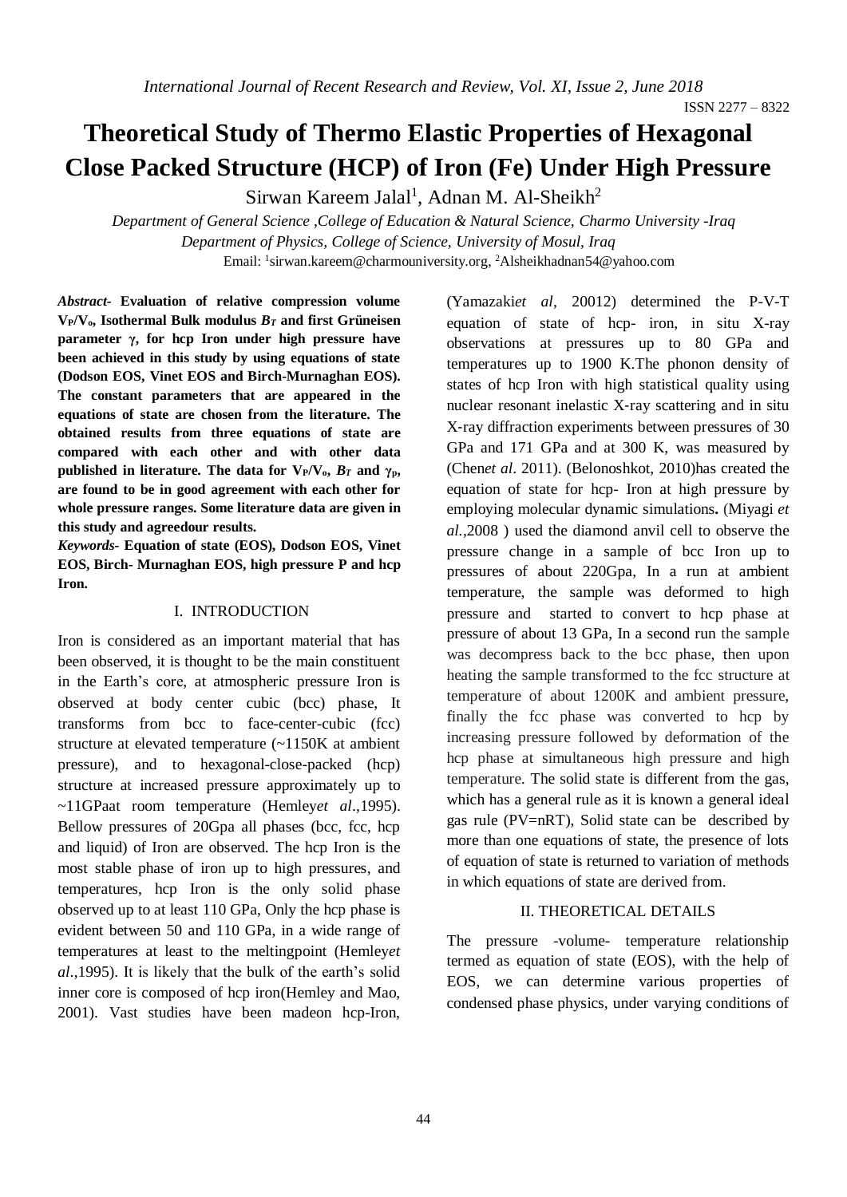# Theoretical Study of Thermo Elastic Properties of Hexagonal Close Packed Structure (HCP) of Iron (Fe) Under High Pressure

Sirwan Kareem Jalal[1], Adnan M. Al-Sheikh[2]

*Department of General Science ,College of Education & Natural Science, Charmo University -Iraq*
*Department of Physics, College of Science, University of Mosul, Iraq*
Email: [1]sirwan.kareem@charmouniversity.org, [2]Alsheikhadnan54@yahoo.com

***Abstract*- Evaluation of relative compression volume $V_P/V_o$, Isothermal Bulk modulus $B_T$ and first Grüneisen parameter $\gamma$, for hcp Iron under high pressure have been achieved in this study by using equations of state (Dodson EOS, Vinet EOS and Birch-Murnaghan EOS). The constant parameters that are appeared in the equations of state are chosen from the literature. The obtained results from three equations of state are compared with each other and with other data published in literature. The data for $V_P/V_o$, $B_T$ and $\gamma_p$, are found to be in good agreement with each other for whole pressure ranges. Some literature data are given in this study and agreedour results.**

***Keywords*- Equation of state (EOS), Dodson EOS, Vinet EOS, Birch- Murnaghan EOS, high pressure P and hcp Iron.**

## I. INTRODUCTION

Iron is considered as an important material that has been observed, it is thought to be the main constituent in the Earth's core, at atmospheric pressure Iron is observed at body center cubic (bcc) phase, It transforms from bcc to face-center-cubic (fcc) structure at elevated temperature (~1150K at ambient pressure), and to hexagonal-close-packed (hcp) structure at increased pressure approximately up to ~11GPaat room temperature (Hemley*et al*.,1995). Bellow pressures of 20Gpa all phases (bcc, fcc, hcp and liquid) of Iron are observed. The hcp Iron is the most stable phase of iron up to high pressures, and temperatures, hcp Iron is the only solid phase observed up to at least 110 GPa, Only the hcp phase is evident between 50 and 110 GPa, in a wide range of temperatures at least to the meltingpoint (Hemley*et al*.,1995). It is likely that the bulk of the earth's solid inner core is composed of hcp iron(Hemley and Mao, 2001). Vast studies have been madeon hcp-Iron, (Yamazaki*et al*, 20012) determined the P-V-T equation of state of hcp- iron, in situ X-ray observations at pressures up to 80 GPa and temperatures up to 1900 K.The phonon density of states of hcp Iron with high statistical quality using nuclear resonant inelastic X-ray scattering and in situ X-ray diffraction experiments between pressures of 30 GPa and 171 GPa and at 300 K, was measured by (Chen*et al*. 2011). (Belonoshkot, 2010)has created the equation of state for hcp- Iron at high pressure by employing molecular dynamic simulations**.** (Miyagi *et al*.,2008 ) used the diamond anvil cell to observe the pressure change in a sample of bcc Iron up to pressures of about 220Gpa, In a run at ambient temperature, the sample was deformed to high pressure and started to convert to hcp phase at pressure of about 13 GPa, In a second run the sample was decompress back to the bcc phase, then upon heating the sample transformed to the fcc structure at temperature of about 1200K and ambient pressure, finally the fcc phase was converted to hcp by increasing pressure followed by deformation of the hcp phase at simultaneous high pressure and high temperature. The solid state is different from the gas, which has a general rule as it is known a general ideal gas rule (PV=nRT), Solid state can be described by more than one equations of state, the presence of lots of equation of state is returned to variation of methods in which equations of state are derived from.

## II. THEORETICAL DETAILS

The pressure -volume- temperature relationship termed as equation of state (EOS), with the help of EOS, we can determine various properties of condensed phase physics, under varying conditions of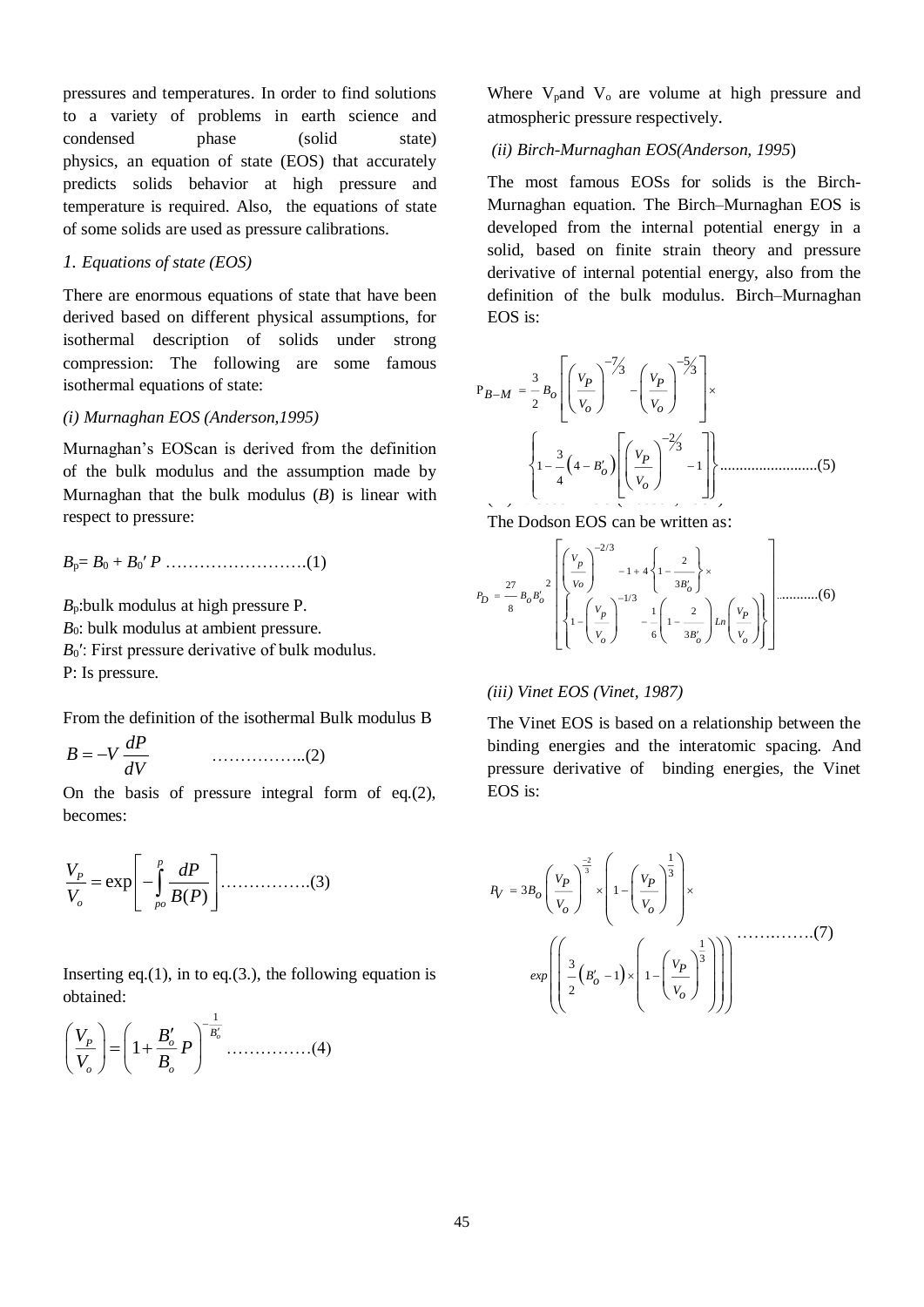pressures and temperatures. In order to find solutions to a variety of problems in earth science and condensed phase (solid state) physics, an equation of state (EOS) that accurately predicts solids behavior at high pressure and temperature is required. Also, the equations of state of some solids are used as pressure calibrations.

### *1. Equations of state (EOS)*

There are enormous equations of state that have been derived based on different physical assumptions, for isothermal description of solids under strong compression: The following are some famous isothermal equations of state:

#### *(i) Murnaghan EOS (Anderson,1995)*

Murnaghan's EOScan is derived from the definition of the bulk modulus and the assumption made by Murnaghan that the bulk modulus ($B$) is linear with respect to pressure:

$$B_p = B_0 + B_0' P \quad \text{.......................(1)}$$

$B_p$:bulk modulus at high pressure P.
$B_0$: bulk modulus at ambient pressure.
$B_0'$: First pressure derivative of bulk modulus.
P: Is pressure.

From the definition of the isothermal Bulk modulus B

$$B = -V\frac{dP}{dV} \quad \text{..................(2)}$$

On the basis of pressure integral form of eq.(2), becomes:

$$\frac{V_P}{V_o} = \exp\left[-\int_{po}^{p}\frac{dP}{B(P)}\right] \quad \text{...............(3)}$$

Inserting eq.(1), in to eq.(3.), the following equation is obtained:

$$\left(\frac{V_P}{V_o}\right) = \left(1 + \frac{B_o'}{B_o}P\right)^{-\frac{1}{B_o'}} \quad \text{...............(4)}$$

Where $V_p$and $V_o$ are volume at high pressure and atmospheric pressure respectively.

#### *(ii) Birch-Murnaghan EOS(Anderson, 1995)*

The most famous EOSs for solids is the Birch-Murnaghan equation. The Birch–Murnaghan EOS is developed from the internal potential energy in a solid, based on finite strain theory and pressure derivative of internal potential energy, also from the definition of the bulk modulus. Birch–Murnaghan EOS is:

$$P_{B-M} = \frac{3}{2}B_o\left[\left(\frac{V_P}{V_o}\right)^{-7/3} - \left(\frac{V_P}{V_o}\right)^{-5/3}\right] \times \left\{1 - \frac{3}{4}\left(4 - B_o'\right)\left[\left(\frac{V_P}{V_o}\right)^{-2/3} - 1\right]\right\} \quad \text{.........................(5)}$$

The Dodson EOS can be written as:

$$P_D = \frac{27}{8}B_o B_o'^2\left[\begin{array}{c}\left(\frac{V_p}{Vo}\right)^{-2/3} - 1 + 4\left\{1 - \frac{2}{3B_o'}\right\} \times \\ \left\{1 - \left(\frac{V_p}{V_o}\right)^{-1/3} - \frac{1}{6}\left(1 - \frac{2}{3B_o'}\right)Ln\left(\frac{V_P}{V_o}\right)\right\}\end{array}\right] \quad \text{...........(6)}$$

#### *(iii) Vinet EOS (Vinet, 1987)*

The Vinet EOS is based on a relationship between the binding energies and the interatomic spacing. And pressure derivative of binding energies, the Vinet EOS is:

$$P_V = 3B_O\left(\frac{V_P}{V_O}\right)^{\frac{-2}{3}} \times \left(1 - \left(\frac{V_P}{V_O}\right)^{\frac{1}{3}}\right) \times \exp\left(\left(\frac{3}{2}\left(B_O' - 1\right) \times \left(1 - \left(\frac{V_P}{V_O}\right)^{\frac{1}{3}}\right)\right)\right) \quad \text{.............(7)}$$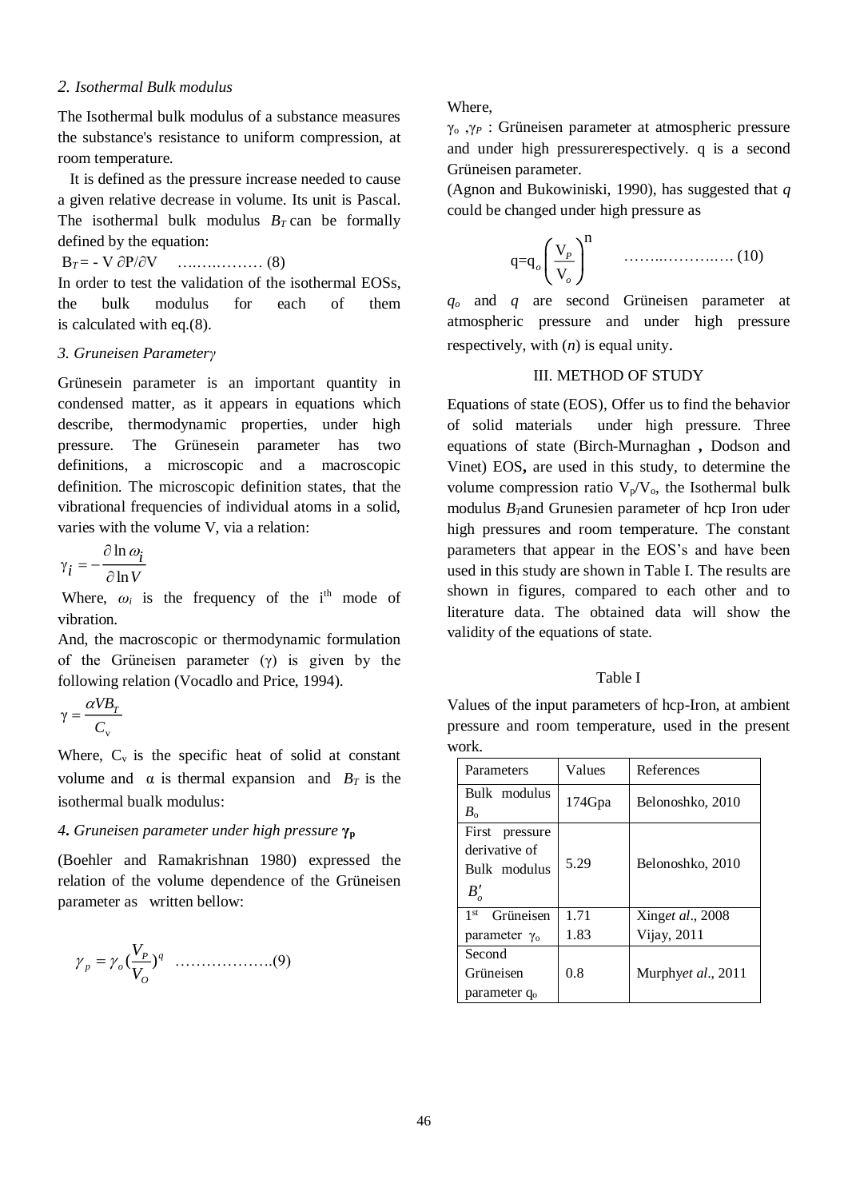### 2. *Isothermal Bulk modulus*

The Isothermal bulk modulus of a substance measures the substance's resistance to uniform compression, at room temperature.

It is defined as the pressure increase needed to cause a given relative decrease in volume. Its unit is Pascal. The isothermal bulk modulus $B_T$ can be formally defined by the equation:

$$B_T = - V \partial P/\partial V \quad \ldots\ldots\ldots\ldots\ldots (8)$$

In order to test the validation of the isothermal EOSs, the bulk modulus for each of them is calculated with eq.(8).

### 3. *Gruneisen Parameterγ*

Grünesein parameter is an important quantity in condensed matter, as it appears in equations which describe, thermodynamic properties, under high pressure. The Grünesein parameter has two definitions, a microscopic and a macroscopic definition. The microscopic definition states, that the vibrational frequencies of individual atoms in a solid, varies with the volume V, via a relation:

$$\gamma_i = -\frac{\partial \ln \omega_i}{\partial \ln V}$$

Where, $\omega_i$ is the frequency of the i[th] mode of vibration.

And, the macroscopic or thermodynamic formulation of the Grüneisen parameter (γ) is given by the following relation (Vocadlo and Price, 1994).

$$\gamma = \frac{\alpha V B_T}{C_v}$$

Where, $C_v$ is the specific heat of solid at constant volume and α is thermal expansion and $B_T$ is the isothermal bualk modulus:

### 4. *Gruneisen parameter under high pressure* $\gamma_P$

(Boehler and Ramakrishnan 1980) expressed the relation of the volume dependence of the Grüneisen parameter as written bellow:

$$\gamma_p = \gamma_o \left(\frac{V_P}{V_O}\right)^q \quad \ldots\ldots\ldots\ldots\ldots\ldots(9)$$

Where,

$\gamma_o$, $\gamma_P$ : Grüneisen parameter at atmospheric pressure and under high pressurerespectively. q is a second Grüneisen parameter.

(Agnon and Bukowiniski, 1990), has suggested that *q* could be changed under high pressure as

$$q = q_o \left(\frac{V_P}{V_o}\right)^n \quad \ldots\ldots\ldots\ldots\ldots\ldots (10)$$

$q_o$ and $q$ are second Grüneisen parameter at atmospheric pressure and under high pressure respectively, with ($n$) is equal unity.

## III. METHOD OF STUDY

Equations of state (EOS), Offer us to find the behavior of solid materials under high pressure. Three equations of state (Birch-Murnaghan **,** Dodson and Vinet) EOS**,** are used in this study, to determine the volume compression ratio $V_p/V_o$, the Isothermal bulk modulus $B_T$and Grunesien parameter of hcp Iron uder high pressures and room temperature. The constant parameters that appear in the EOS's and have been used in this study are shown in Table I. The results are shown in figures, compared to each other and to literature data. The obtained data will show the validity of the equations of state.

Table I

Values of the input parameters of hcp-Iron, at ambient pressure and room temperature, used in the present work.

| Parameters | Values | References |
|---|---|---|
| Bulk modulus $B_o$ | 174Gpa | Belonoshko, 2010 |
| First pressure derivative of Bulk modulus $B'_o$ | 5.29 | Belonoshko, 2010 |
| 1[st] Grüneisen parameter $\gamma_o$ | 1.71<br>1.83 | Xing*et al*., 2008<br>Vijay, 2011 |
| Second Grüneisen parameter $q_o$ | 0.8 | Murphy*et al*., 2011 |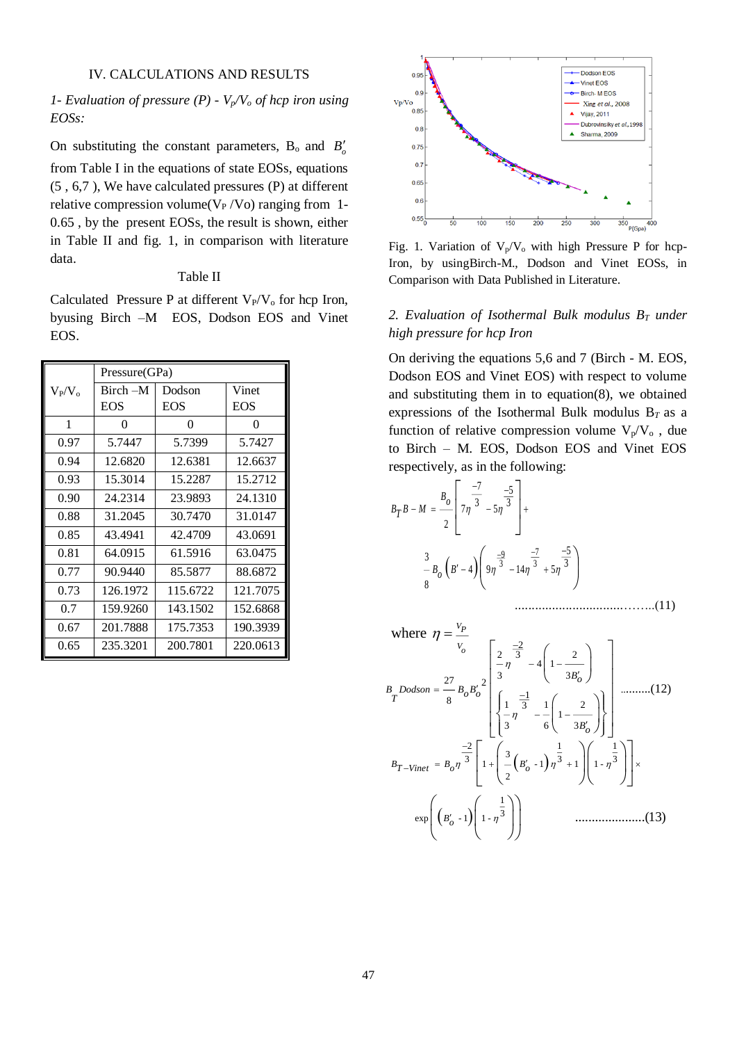## IV. CALCULATIONS AND RESULTS

*1- Evaluation of pressure (P) - $V_p/V_o$ of hcp iron using EOSs:*

On substituting the constant parameters, $B_o$ and $B_o'$ from Table I in the equations of state EOSs, equations (5 , 6,7 ), We have calculated pressures (P) at different relative compression volume($V_P$ /Vo) ranging from 1-0.65 , by the present EOSs, the result is shown, either in Table II and fig. 1, in comparison with literature data.

Table II

Calculated Pressure P at different $V_P/V_o$ for hcp Iron, byusing Birch –M EOS, Dodson EOS and Vinet EOS.

| $V_P/V_o$ | Pressure(GPa) | | |
|---|---|---|---|
| | Birch –M EOS | Dodson EOS | Vinet EOS |
| 1 | 0 | 0 | 0 |
| 0.97 | 5.7447 | 5.7399 | 5.7427 |
| 0.94 | 12.6820 | 12.6381 | 12.6637 |
| 0.93 | 15.3014 | 15.2287 | 15.2712 |
| 0.90 | 24.2314 | 23.9893 | 24.1310 |
| 0.88 | 31.2045 | 30.7470 | 31.0147 |
| 0.85 | 43.4941 | 42.4709 | 43.0691 |
| 0.81 | 64.0915 | 61.5916 | 63.0475 |
| 0.77 | 90.9440 | 85.5877 | 88.6872 |
| 0.73 | 126.1972 | 115.6722 | 121.7075 |
| 0.7 | 159.9260 | 143.1502 | 152.6868 |
| 0.67 | 201.7888 | 175.7353 | 190.3939 |
| 0.65 | 235.3201 | 200.7801 | 220.0613 |

Fig. 1. Variation of $V_p/V_o$ with high Pressure P for hcp-Iron, by usingBirch-M., Dodson and Vinet EOSs, in Comparison with Data Published in Literature.

*2. Evaluation of Isothermal Bulk modulus $B_T$ under high pressure for hcp Iron*

On deriving the equations 5,6 and 7 (Birch - M. EOS, Dodson EOS and Vinet EOS) with respect to volume and substituting them in to equation(8), we obtained expressions of the Isothermal Bulk modulus $B_T$ as a function of relative compression volume $V_p/V_o$ , due to Birch – M. EOS, Dodson EOS and Vinet EOS respectively, as in the following:

$$B_T B-M = \frac{B_0}{2}\left[7\eta^{\frac{-7}{3}} - 5\eta^{\frac{-5}{3}}\right] + \frac{3}{8}B_0\left(B'-4\right)\left(9\eta^{\frac{-9}{3}} - 14\eta^{\frac{-7}{3}} + 5\eta^{\frac{-5}{3}}\right) \quad ......................................(11)$$

where $\eta = \frac{V_P}{V_o}$

$$B_T\,Dodson = \frac{27}{8}B_o B_o'^2\left[\frac{\frac{2}{3}\eta^{\frac{-2}{3}} - 4\left(1-\frac{2}{3B_o'}\right)}{\left\{\frac{1}{3}\eta^{\frac{-1}{3}} - \frac{1}{6}\left(1-\frac{2}{3B_o'}\right)\right\}}\right] \quad .........(12)$$

$$B_{T-Vinet} = B_o\eta^{\frac{-2}{3}}\left[1+\left(\frac{3}{2}\left(B_o'-1\right)\eta^{\frac{1}{3}}+1\right)\left(1-\eta^{\frac{1}{3}}\right)\right]\times \exp\left(\left(B_o'-1\right)\left(1-\eta^{\frac{1}{3}}\right)\right) \quad ....................(13)$$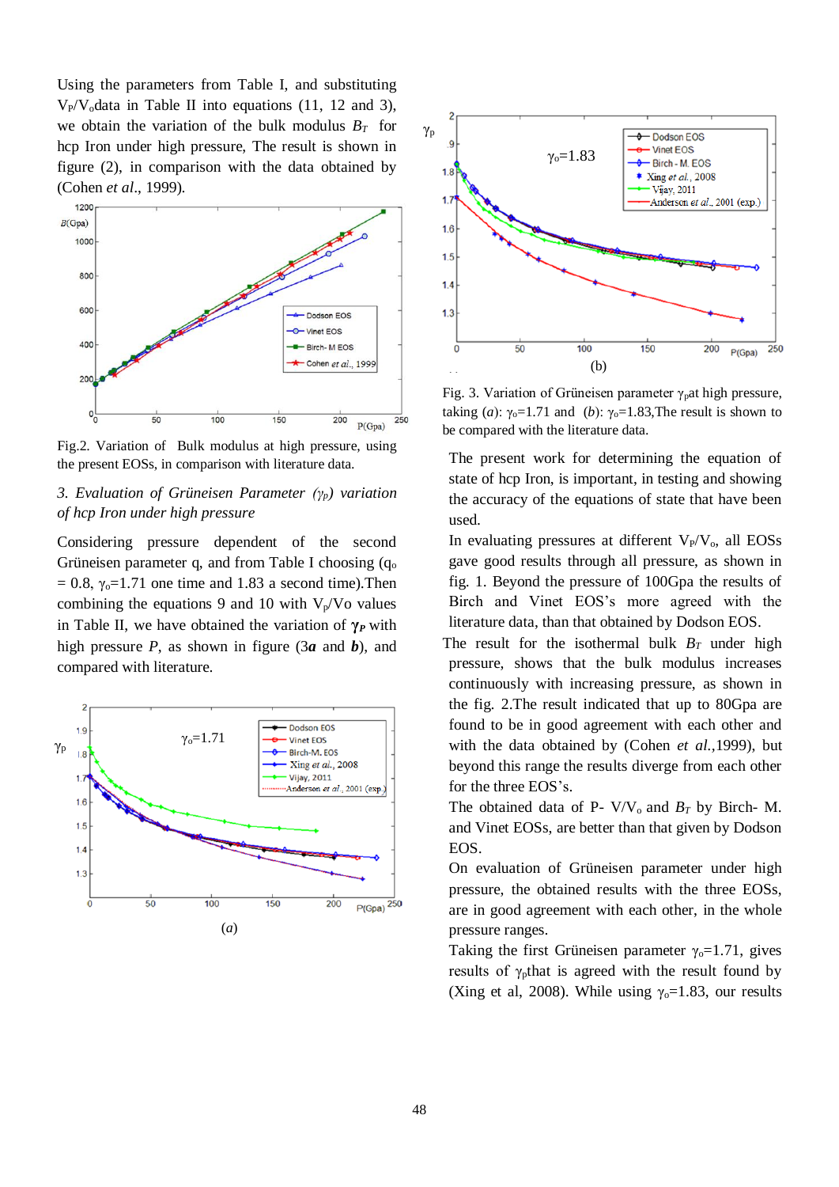Using the parameters from Table I, and substituting $V_P/V_o$data in Table II into equations (11, 12 and 3), we obtain the variation of the bulk modulus $B_T$ for hcp Iron under high pressure, The result is shown in figure (2), in comparison with the data obtained by (Cohen *et al*., 1999).

Fig.2. Variation of Bulk modulus at high pressure, using the present EOSs, in comparison with literature data.

*3. Evaluation of Grüneisen Parameter ($\gamma_p$) variation of hcp Iron under high pressure*

Considering pressure dependent of the second Grüneisen parameter q, and from Table I choosing ($q_o$ = 0.8, $\gamma_o$=1.71 one time and 1.83 a second time).Then combining the equations 9 and 10 with $V_p/Vo$ values in Table II, we have obtained the variation of $\boldsymbol{\gamma_P}$ with high pressure *P*, as shown in figure (3***a*** and ***b***), and compared with literature.

(*a*)

(b)

Fig. 3. Variation of Grüneisen parameter $\gamma_p$at high pressure, taking (*a*): $\gamma_o$=1.71 and (*b*): $\gamma_o$=1.83,The result is shown to be compared with the literature data.

The present work for determining the equation of state of hcp Iron, is important, in testing and showing the accuracy of the equations of state that have been used.

In evaluating pressures at different $V_P/V_o$, all EOSs gave good results through all pressure, as shown in fig. 1. Beyond the pressure of 100Gpa the results of Birch and Vinet EOS's more agreed with the literature data, than that obtained by Dodson EOS.

The result for the isothermal bulk $B_T$ under high pressure, shows that the bulk modulus increases continuously with increasing pressure, as shown in the fig. 2.The result indicated that up to 80Gpa are found to be in good agreement with each other and with the data obtained by (Cohen *et al.*,1999), but beyond this range the results diverge from each other for the three EOS's.

The obtained data of P- $V/V_o$ and $B_T$ by Birch- M. and Vinet EOSs, are better than that given by Dodson EOS.

On evaluation of Grüneisen parameter under high pressure, the obtained results with the three EOSs, are in good agreement with each other, in the whole pressure ranges.

Taking the first Grüneisen parameter $\gamma_o$=1.71, gives results of $\gamma_p$that is agreed with the result found by (Xing et al, 2008). While using $\gamma_o$=1.83, our results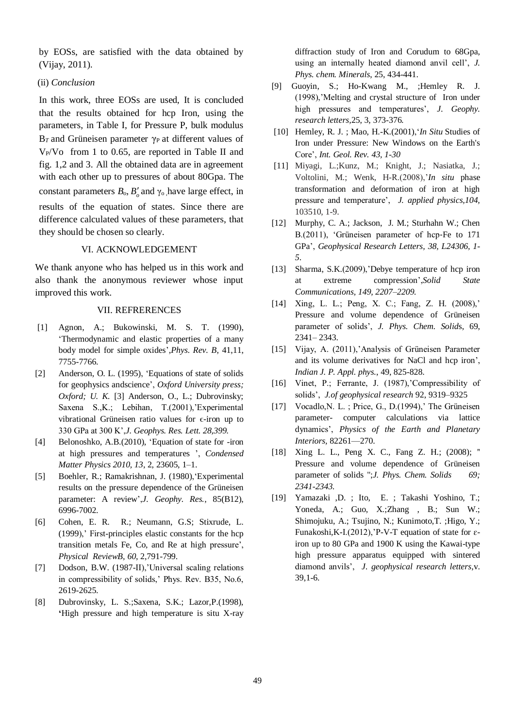by EOSs, are satisfied with the data obtained by (Vijay, 2011).

(ii) *Conclusion*

In this work, three EOSs are used, It is concluded that the results obtained for hcp Iron, using the parameters, in Table I, for Pressure P, bulk modulus $B_T$ and Grüneisen parameter $\gamma_P$ at different values of $V_P/V_o$ from 1 to 0.65, are reported in Table II and fig. 1,2 and 3. All the obtained data are in agreement with each other up to pressures of about 80Gpa. The constant parameters $B_o$, $B'_o$ and $\gamma_o$ have large effect, in results of the equation of states. Since there are difference calculated values of these parameters, that they should be chosen so clearly.

## VI. ACKNOWLEDGEMENT

We thank anyone who has helped us in this work and also thank the anonymous reviewer whose input improved this work.

## VII. REFRERENCES

[1] Agnon, A.; Bukowinski, M. S. T. (1990), 'Thermodynamic and elastic properties of a many body model for simple oxides',*Phys. Rev. B*, 41,11, 7755-7766.

[2] Anderson, O. L. (1995), 'Equations of state of solids for geophysics andscience', *Oxford University press; Oxford; U. K.* [3] Anderson, O., L.; Dubrovinsky; Saxena S.,K.; Lebihan, T.(2001),'Experimental vibrational Grüneisen ratio values for ϵ-iron up to 330 GPa at 300 K',*J. Geophys. Res. Lett. 28,399.*

[4] Belonoshko, A.B.(2010), 'Equation of state for -iron at high pressures and temperatures ', *Condensed Matter Physics 2010, 13*, 2, 23605, 1–1.

[5] Boehler, R.; Ramakrishnan, J. (1980),'Experimental results on the pressure dependence of the Grüneisen parameter: A review',*J. Geophy. Res.*, 85(B12), 6996-7002.

[6] Cohen, E. R. R.; Neumann, G.S; Stixrude, L. (1999),' First-principles elastic constants for the hcp transition metals Fe, Co, and Re at high pressure', *Physical ReviewB, 60*, 2,791-799.

[7] Dodson, B.W. (1987-II),'Universal scaling relations in compressibility of solids,' Phys. Rev. B35, No.6, 2619-2625.

[8] Dubrovinsky, L. S.;Saxena, S.K.; Lazor,P.(1998), 'High pressure and high temperature is situ X-ray diffraction study of Iron and Corudum to 68Gpa, using an internally heated diamond anvil cell', *J. Phys. chem. Minerals*, 25, 434-441.

[9] Guoyin, S.; Ho-Kwang M., ;Hemley R. J. (1998),'Melting and crystal structure of Iron under high pressures and temperatures', *J. Geophy. research letters*,25, 3, 373-376.

[10] Hemley, R. J. ; Mao, H.-K.(2001),'*In Situ* Studies of Iron under Pressure: New Windows on the Earth's Core', *Int. Geol. Rev. 43, 1-30*

[11] Miyagi, L.;Kunz, M.; Knight, J.; Nasiatka, J.; Voltolini, M.; Wenk, H-R.(2008),'*In situ* phase transformation and deformation of iron at high pressure and temperature', *J. applied physics,104*, 103510, 1-9.

[12] Murphy, C. A.; Jackson, J. M.; Sturhahn W.; Chen B.(2011), 'Grüneisen parameter of hcp-Fe to 171 GPa', *Geophysical Research Letters, 38, L24306, 1-5*.

[13] Sharma, S.K.(2009),'Debye temperature of hcp iron at extreme compression',*Solid State Communications, 149, 2207–2209.*

[14] Xing, L. L.; Peng, X. C.; Fang, Z. H. (2008),' Pressure and volume dependence of Grüneisen parameter of solids', *J. Phys. Chem. Solids*, 69, 2341– 2343.

[15] Vijay, A. (2011),'Analysis of Grüneisen Parameter and its volume derivatives for NaCl and hcp iron', *Indian J. P. Appl. phys.*, 49, 825-828.

[16] Vinet, P.; Ferrante, J. (1987),'Compressibility of solids', *J.of geophysical research* 92, 9319–9325

[17] Vocadlo,N. L. ; Price, G., D.(1994),' The Grüneisen parameter- computer calculations via lattice dynamics', *Physics of the Earth and Planetary Interiors,* 82261—270.

[18] Xing L. L., Peng X. C., Fang Z. H.; (2008); " Pressure and volume dependence of Grüneisen parameter of solids ";*J. Phys. Chem. Solids 69; 2341-2343.*

[19] Yamazaki ,D. ; Ito, E. ; Takashi Yoshino, T.; Yoneda, A.; Guo, X.;Zhang , B.; Sun W.; Shimojuku, A.; Tsujino, N.; Kunimoto,T. ;Higo, Y.; Funakoshi,K-I.(2012),'P-V-T equation of state for ε-iron up to 80 GPa and 1900 K using the Kawai-type high pressure apparatus equipped with sintered diamond anvils', *J. geophysical research letters*,v. 39,1-6.